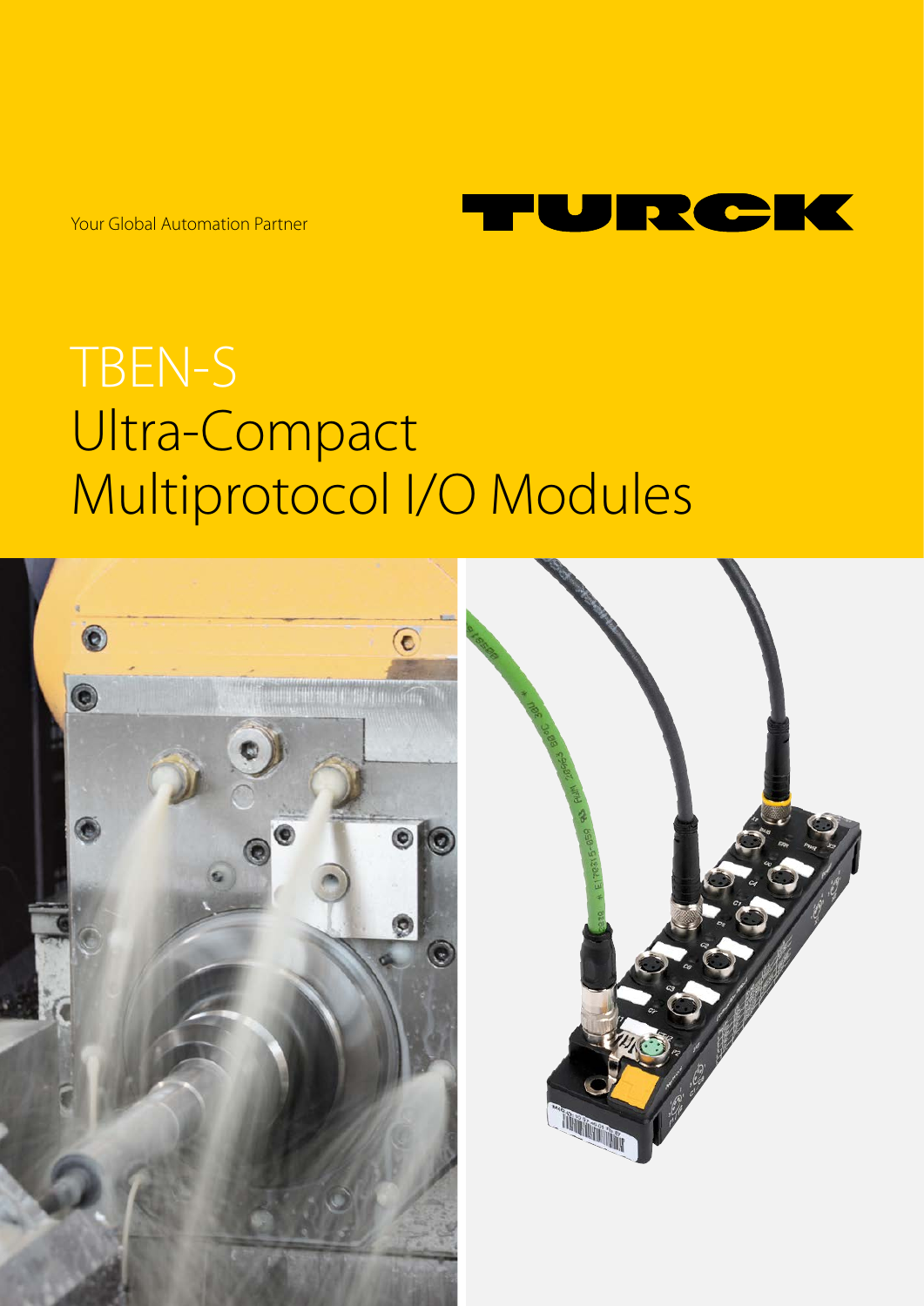Your Global Automation Partner

TURCK

# TBEN-S Ultra-Compact Multiprotocol I/O Modules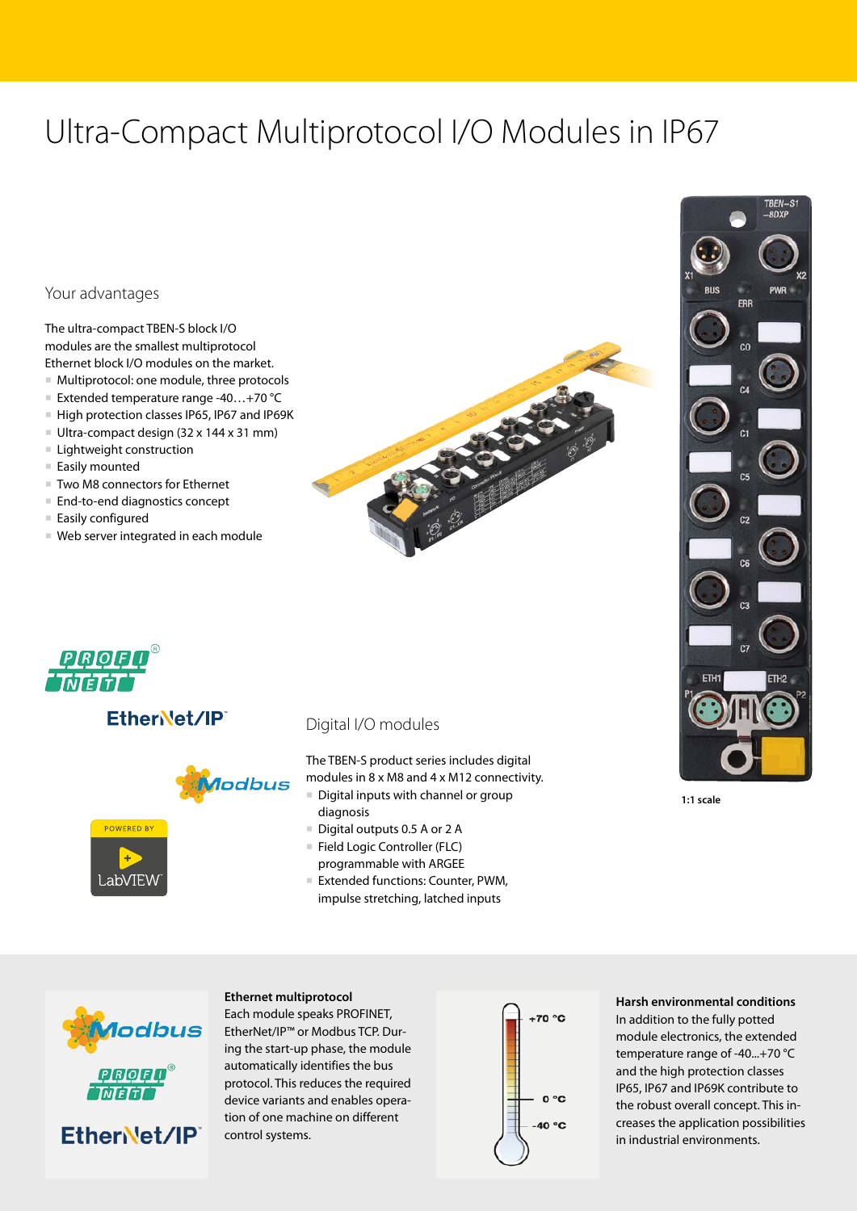# Ultra-Compact Multiprotocol I/O Modules in IP67

## Your advantages

The ultra-compact TBEN-S block I/O modules are the smallest multiprotocol Ethernet block I/O modules on the market.

- Multiprotocol: one module, three protocols
- Extended temperature range -40…+70 °C
- High protection classes IP65, IP67 and IP69K
- Ultra-compact design (32 x 144 x 31 mm)
- Lightweight construction
- Easily mounted
- Two M8 connectors for Ethernet
- End-to-end diagnostics concept
- Easily configured
- Web server integrated in each module

1:1 scale

## Digital I/O modules

The TBEN-S product series includes digital modules in 8 x M8 and 4 x M12 connectivity.

- Digital inputs with channel or group diagnosis
- Digital outputs 0.5 A or 2 A
- Field Logic Controller (FLC) programmable with ARGEE
- Extended functions: Counter, PWM, impulse stretching, latched inputs

**Ethernet multiprotocol**
Each module speaks PROFINET, EtherNet/IP™ or Modbus TCP. During the start-up phase, the module automatically identifies the bus protocol. This reduces the required device variants and enables operation of one machine on different control systems.

**Harsh environmental conditions**
In addition to the fully potted module electronics, the extended temperature range of -40...+70 °C and the high protection classes IP65, IP67 and IP69K contribute to the robust overall concept. This increases the application possibilities in industrial environments.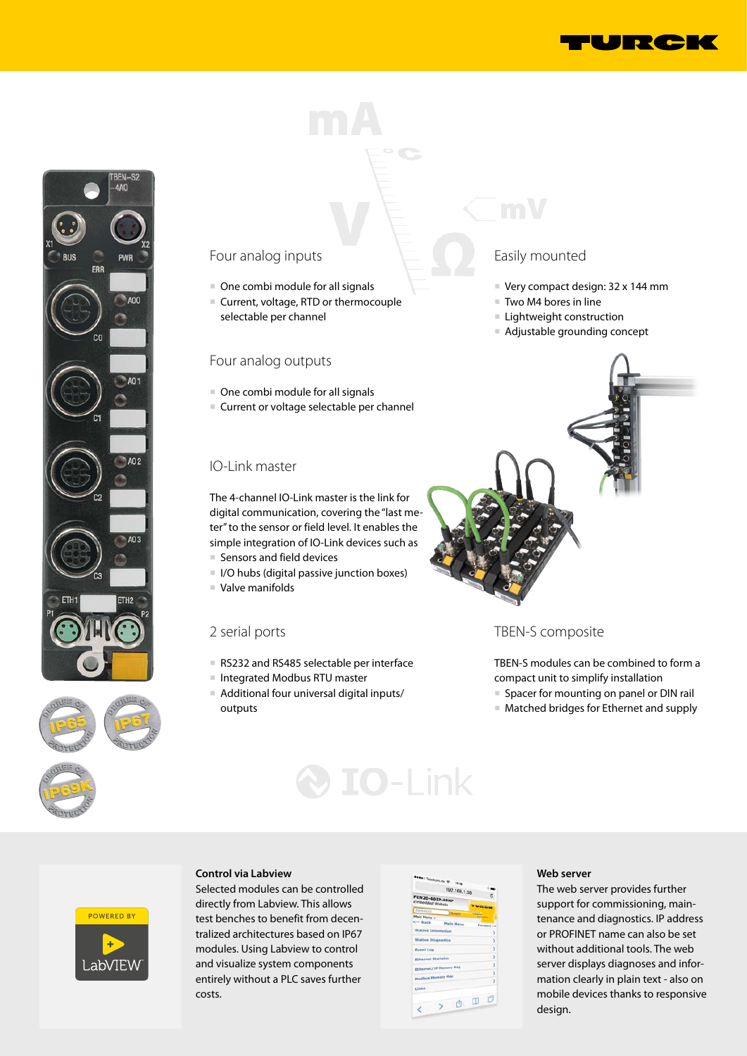## Four analog inputs

- One combi module for all signals
- Current, voltage, RTD or thermocouple selectable per channel

## Four analog outputs

- One combi module for all signals
- Current or voltage selectable per channel

## IO-Link master

The 4-channel IO-Link master is the link for digital communication, covering the "last meter" to the sensor or field level. It enables the simple integration of IO-Link devices such as

- Sensors and field devices
- I/O hubs (digital passive junction boxes)
- Valve manifolds

## 2 serial ports

- RS232 and RS485 selectable per interface
- Integrated Modbus RTU master
- Additional four universal digital inputs/outputs

## Easily mounted

- Very compact design: 32 x 144 mm
- Two M4 bores in line
- Lightweight construction
- Adjustable grounding concept

## TBEN-S composite

TBEN-S modules can be combined to form a compact unit to simplify installation

- Spacer for mounting on panel or DIN rail
- Matched bridges for Ethernet and supply

**Control via Labview**

Selected modules can be controlled directly from Labview. This allows test benches to benefit from decentralized architectures based on IP67 modules. Using Labview to control and visualize system components entirely without a PLC saves further costs.

**Web server**

The web server provides further support for commissioning, maintenance and diagnostics. IP address or PROFINET name can also be set without additional tools. The web server displays diagnoses and information clearly in plain text - also on mobile devices thanks to responsive design.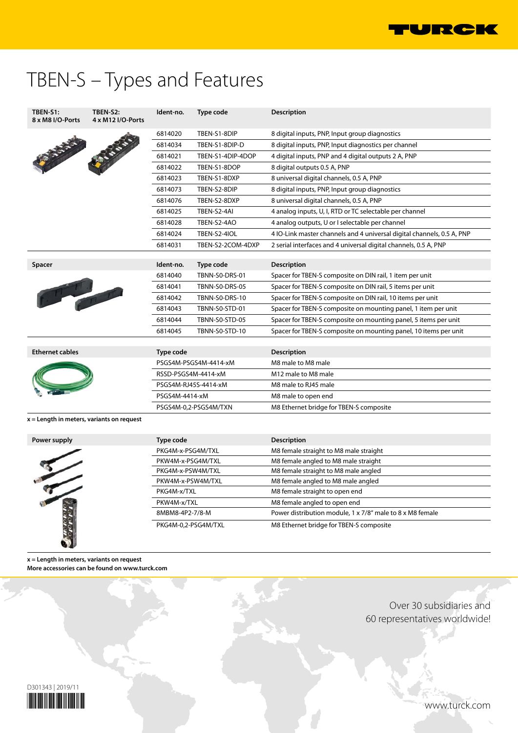# TBEN-S – Types and Features

| TBEN-S1: 8 x M8 I/O-Ports | TBEN-S2: 4 x M12 I/O-Ports | Ident-no. | Type code | Description |
|---|---|---|---|---|
| | | 6814020 | TBEN-S1-8DIP | 8 digital inputs, PNP, Input group diagnostics |
| | | 6814034 | TBEN-S1-8DIP-D | 8 digital inputs, PNP, Input diagnostics per channel |
| | | 6814021 | TBEN-S1-4DIP-4DOP | 4 digital inputs, PNP and 4 digital outputs 2 A, PNP |
| | | 6814022 | TBEN-S1-8DOP | 8 digital outputs 0.5 A, PNP |
| | | 6814023 | TBEN-S1-8DXP | 8 universal digital channels, 0.5 A, PNP |
| | | 6814073 | TBEN-S2-8DIP | 8 digital inputs, PNP, Input group diagnostics |
| | | 6814076 | TBEN-S2-8DXP | 8 universal digital channels, 0.5 A, PNP |
| | | 6814025 | TBEN-S2-4AI | 4 analog inputs, U, I, RTD or TC selectable per channel |
| | | 6814028 | TBEN-S2-4AO | 4 analog outputs, U or I selectable per channel |
| | | 6814024 | TBEN-S2-4IOL | 4 IO-Link master channels and 4 universal digital channels, 0.5 A, PNP |
| | | 6814031 | TBEN-S2-2COM-4DXP | 2 serial interfaces and 4 universal digital channels, 0.5 A, PNP |

| Spacer | Ident-no. | Type code | Description |
|---|---|---|---|
| | 6814040 | TBNN-S0-DRS-01 | Spacer for TBEN-S composite on DIN rail, 1 item per unit |
| | 6814041 | TBNN-S0-DRS-05 | Spacer for TBEN-S composite on DIN rail, 5 items per unit |
| | 6814042 | TBNN-S0-DRS-10 | Spacer for TBEN-S composite on DIN rail, 10 items per unit |
| | 6814043 | TBNN-S0-STD-01 | Spacer for TBEN-S composite on mounting panel, 1 item per unit |
| | 6814044 | TBNN-S0-STD-05 | Spacer for TBEN-S composite on mounting panel, 5 items per unit |
| | 6814045 | TBNN-S0-STD-10 | Spacer for TBEN-S composite on mounting panel, 10 items per unit |

| Ethernet cables | Type code | Description |
|---|---|---|
| | PSGS4M-PSGS4M-4414-xM | M8 male to M8 male |
| | RSSD-PSGS4M-4414-xM | M12 male to M8 male |
| | PSGS4M-RJ45S-4414-xM | M8 male to RJ45 male |
| | PSGS4M-4414-xM | M8 male to open end |
| | PSGS4M-0,2-PSGS4M/TXN | M8 Ethernet bridge for TBEN-S composite |

**x = Length in meters, variants on request**

| Power supply | Type code | Description |
|---|---|---|
| | PKG4M-x-PSG4M/TXL | M8 female straight to M8 male straight |
| | PKW4M-x-PSG4M/TXL | M8 female angled to M8 male straight |
| | PKG4M-x-PSW4M/TXL | M8 female straight to M8 male angled |
| | PKW4M-x-PSW4M/TXL | M8 female angled to M8 male angled |
| | PKG4M-x/TXL | M8 female straight to open end |
| | PKW4M-x/TXL | M8 female angled to open end |
| | 8MBM8-4P2-7/8-M | Power distribution module, 1 x 7/8" male to 8 x M8 female |
| | PKG4M-0,2-PSG4M/TXL | M8 Ethernet bridge for TBEN-S composite |

**x = Length in meters, variants on request**
**More accessories can be found on www.turck.com**

Over 30 subsidiaries and 60 representatives worldwide!

D301343 | 2019/11

www.turck.com